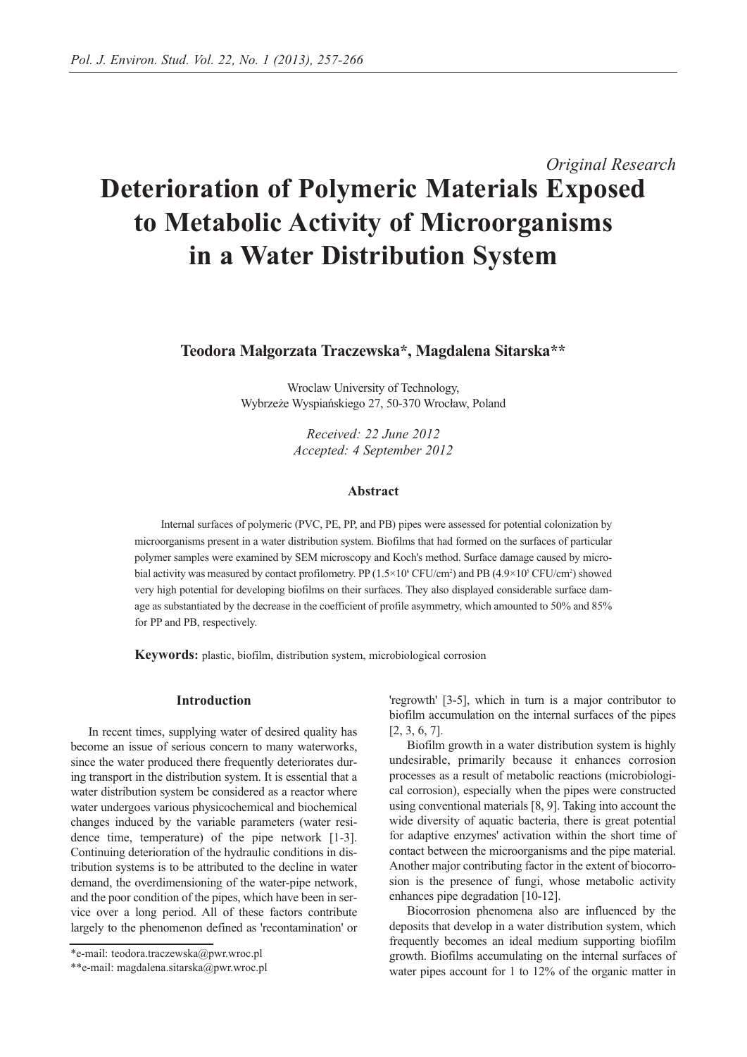*Original Research*

# Deterioration of Polymeric Materials Exposed to Metabolic Activity of Microorganisms in a Water Distribution System

**Teodora Małgorzata Traczewska\*, Magdalena Sitarska\*\***

Wroclaw University of Technology,
Wybrzeże Wyspiańskiego 27, 50-370 Wrocław, Poland

*Received: 22 June 2012*
*Accepted: 4 September 2012*

### Abstract

Internal surfaces of polymeric (PVC, PE, PP, and PB) pipes were assessed for potential colonization by microorganisms present in a water distribution system. Biofilms that had formed on the surfaces of particular polymer samples were examined by SEM microscopy and Koch's method. Surface damage caused by microbial activity was measured by contact profilometry. PP ($1.5 \times 10^6$ CFU/cm$^2$) and PB ($4.9 \times 10^5$ CFU/cm$^2$) showed very high potential for developing biofilms on their surfaces. They also displayed considerable surface damage as substantiated by the decrease in the coefficient of profile asymmetry, which amounted to 50% and 85% for PP and PB, respectively.

**Keywords:** plastic, biofilm, distribution system, microbiological corrosion

## Introduction

In recent times, supplying water of desired quality has become an issue of serious concern to many waterworks, since the water produced there frequently deteriorates during transport in the distribution system. It is essential that a water distribution system be considered as a reactor where water undergoes various physicochemical and biochemical changes induced by the variable parameters (water residence time, temperature) of the pipe network [1-3]. Continuing deterioration of the hydraulic conditions in distribution systems is to be attributed to the decline in water demand, the overdimensioning of the water-pipe network, and the poor condition of the pipes, which have been in service over a long period. All of these factors contribute largely to the phenomenon defined as 'recontamination' or 'regrowth' [3-5], which in turn is a major contributor to biofilm accumulation on the internal surfaces of the pipes [2, 3, 6, 7].

Biofilm growth in a water distribution system is highly undesirable, primarily because it enhances corrosion processes as a result of metabolic reactions (microbiological corrosion), especially when the pipes were constructed using conventional materials [8, 9]. Taking into account the wide diversity of aquatic bacteria, there is great potential for adaptive enzymes' activation within the short time of contact between the microorganisms and the pipe material. Another major contributing factor in the extent of biocorrosion is the presence of fungi, whose metabolic activity enhances pipe degradation [10-12].

Biocorrosion phenomena also are influenced by the deposits that develop in a water distribution system, which frequently becomes an ideal medium supporting biofilm growth. Biofilms accumulating on the internal surfaces of water pipes account for 1 to 12% of the organic matter in

\*e-mail: teodora.traczewska@pwr.wroc.pl

\*\*e-mail: magdalena.sitarska@pwr.wroc.pl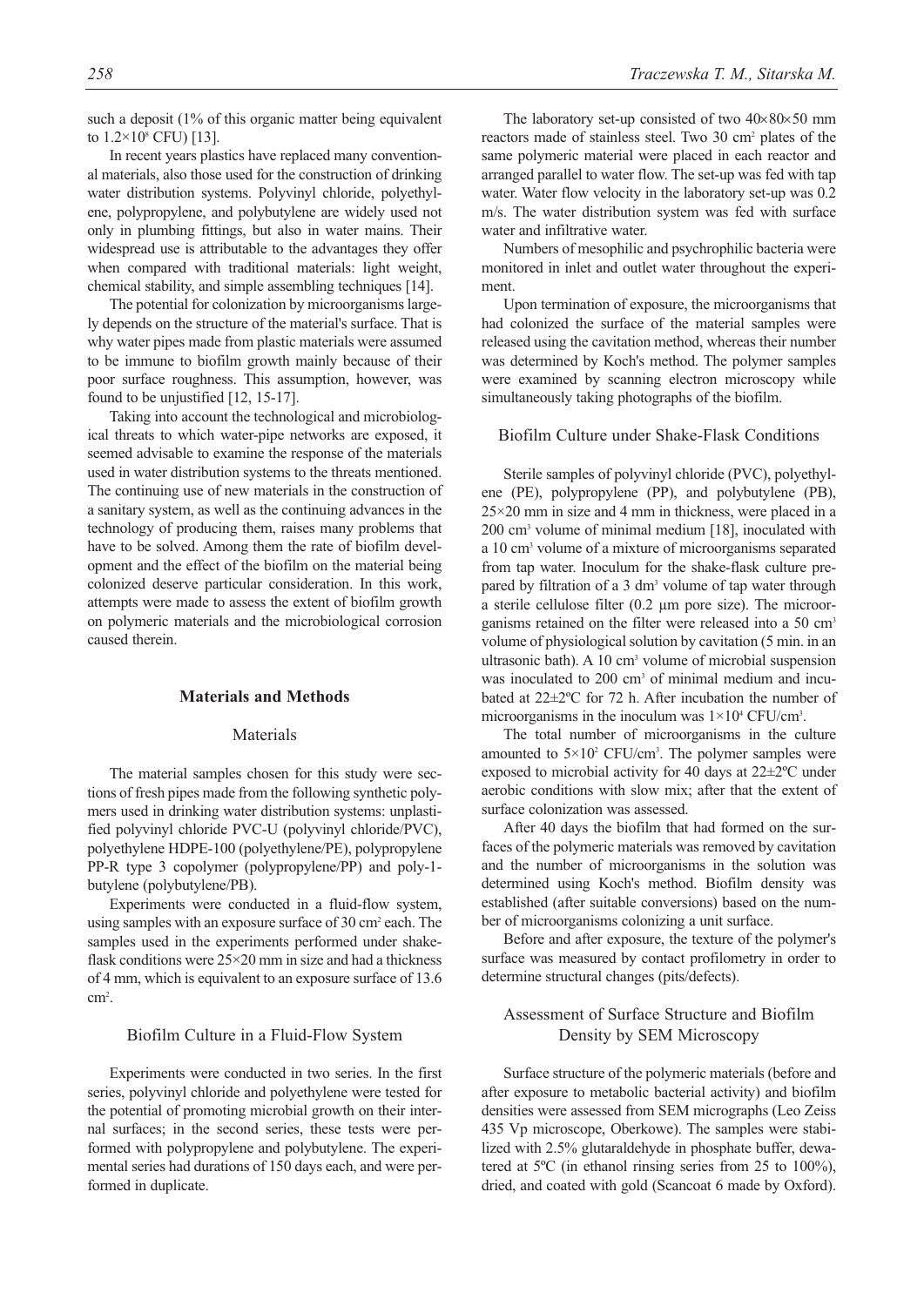such a deposit (1% of this organic matter being equivalent to $1.2\times10^8$ CFU) [13].

In recent years plastics have replaced many conventional materials, also those used for the construction of drinking water distribution systems. Polyvinyl chloride, polyethylene, polypropylene, and polybutylene are widely used not only in plumbing fittings, but also in water mains. Their widespread use is attributable to the advantages they offer when compared with traditional materials: light weight, chemical stability, and simple assembling techniques [14].

The potential for colonization by microorganisms largely depends on the structure of the material's surface. That is why water pipes made from plastic materials were assumed to be immune to biofilm growth mainly because of their poor surface roughness. This assumption, however, was found to be unjustified [12, 15-17].

Taking into account the technological and microbiological threats to which water-pipe networks are exposed, it seemed advisable to examine the response of the materials used in water distribution systems to the threats mentioned. The continuing use of new materials in the construction of a sanitary system, as well as the continuing advances in the technology of producing them, raises many problems that have to be solved. Among them the rate of biofilm development and the effect of the biofilm on the material being colonized deserve particular consideration. In this work, attempts were made to assess the extent of biofilm growth on polymeric materials and the microbiological corrosion caused therein.

## Materials and Methods

### Materials

The material samples chosen for this study were sections of fresh pipes made from the following synthetic polymers used in drinking water distribution systems: unplasticified polyvinyl chloride PVC-U (polyvinyl chloride/PVC), polyethylene HDPE-100 (polyethylene/PE), polypropylene PP-R type 3 copolymer (polypropylene/PP) and poly-1-butylene (polybutylene/PB).

Experiments were conducted in a fluid-flow system, using samples with an exposure surface of 30 $cm^2$ each. The samples used in the experiments performed under shake-flask conditions were 25×20 mm in size and had a thickness of 4 mm, which is equivalent to an exposure surface of 13.6 $cm^2$.

### Biofilm Culture in a Fluid-Flow System

Experiments were conducted in two series. In the first series, polyvinyl chloride and polyethylene were tested for the potential of promoting microbial growth on their internal surfaces; in the second series, these tests were performed with polypropylene and polybutylene. The experimental series had durations of 150 days each, and were performed in duplicate.

The laboratory set-up consisted of two 40×80×50 mm reactors made of stainless steel. Two 30 $cm^2$ plates of the same polymeric material were placed in each reactor and arranged parallel to water flow. The set-up was fed with tap water. Water flow velocity in the laboratory set-up was 0.2 m/s. The water distribution system was fed with surface water and infiltrative water.

Numbers of mesophilic and psychrophilic bacteria were monitored in inlet and outlet water throughout the experiment.

Upon termination of exposure, the microorganisms that had colonized the surface of the material samples were released using the cavitation method, whereas their number was determined by Koch's method. The polymer samples were examined by scanning electron microscopy while simultaneously taking photographs of the biofilm.

### Biofilm Culture under Shake-Flask Conditions

Sterile samples of polyvinyl chloride (PVC), polyethylene (PE), polypropylene (PP), and polybutylene (PB), 25×20 mm in size and 4 mm in thickness, were placed in a 200 $cm^3$ volume of minimal medium [18], inoculated with a 10 $cm^3$ volume of a mixture of microorganisms separated from tap water. Inoculum for the shake-flask culture prepared by filtration of a 3 $dm^3$ volume of tap water through a sterile cellulose filter (0.2 μm pore size). The microorganisms retained on the filter were released into a 50 $cm^3$ volume of physiological solution by cavitation (5 min. in an ultrasonic bath). A 10 $cm^3$ volume of microbial suspension was inoculated to 200 $cm^3$ of minimal medium and incubated at 22±2ºC for 72 h. After incubation the number of microorganisms in the inoculum was $1\times10^4$ CFU/$cm^3$.

The total number of microorganisms in the culture amounted to $5\times10^2$ CFU/$cm^3$. The polymer samples were exposed to microbial activity for 40 days at 22±2ºC under aerobic conditions with slow mix; after that the extent of surface colonization was assessed.

After 40 days the biofilm that had formed on the surfaces of the polymeric materials was removed by cavitation and the number of microorganisms in the solution was determined using Koch's method. Biofilm density was established (after suitable conversions) based on the number of microorganisms colonizing a unit surface.

Before and after exposure, the texture of the polymer's surface was measured by contact profilometry in order to determine structural changes (pits/defects).

### Assessment of Surface Structure and Biofilm Density by SEM Microscopy

Surface structure of the polymeric materials (before and after exposure to metabolic bacterial activity) and biofilm densities were assessed from SEM micrographs (Leo Zeiss 435 Vp microscope, Oberkowe). The samples were stabilized with 2.5% glutaraldehyde in phosphate buffer, dewatered at 5ºC (in ethanol rinsing series from 25 to 100%), dried, and coated with gold (Scancoat 6 made by Oxford).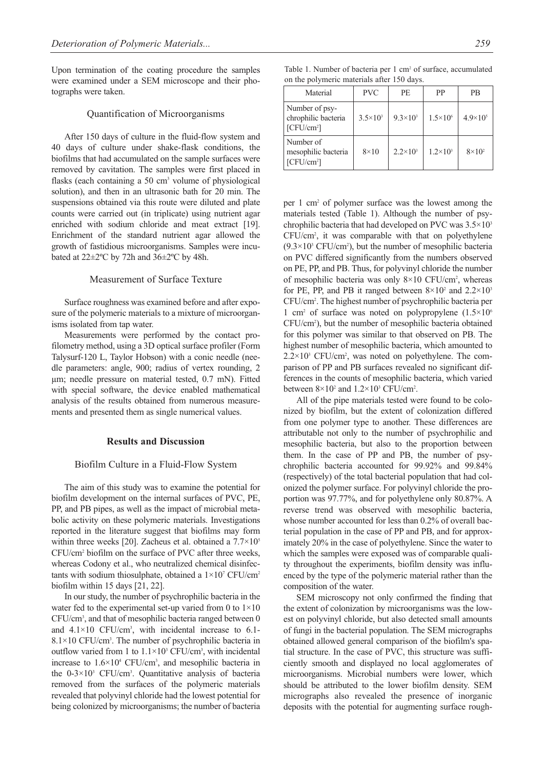Upon termination of the coating procedure the samples were examined under a SEM microscope and their photographs were taken.

### Quantification of Microorganisms

After 150 days of culture in the fluid-flow system and 40 days of culture under shake-flask conditions, the biofilms that had accumulated on the sample surfaces were removed by cavitation. The samples were first placed in flasks (each containing a 50 $cm^3$ volume of physiological solution), and then in an ultrasonic bath for 20 min. The suspensions obtained via this route were diluted and plate counts were carried out (in triplicate) using nutrient agar enriched with sodium chloride and meat extract [19]. Enrichment of the standard nutrient agar allowed the growth of fastidious microorganisms. Samples were incubated at 22±2ºC by 72h and 36±2ºC by 48h.

### Measurement of Surface Texture

Surface roughness was examined before and after exposure of the polymeric materials to a mixture of microorganisms isolated from tap water.

Measurements were performed by the contact profilometry method, using a 3D optical surface profiler (Form Talysurf-120 L, Taylor Hobson) with a conic needle (needle parameters: angle, 900; radius of vertex rounding, 2 μm; needle pressure on material tested, 0.7 mN). Fitted with special software, the device enabled mathematical analysis of the results obtained from numerous measurements and presented them as single numerical values.

## Results and Discussion

### Biofilm Culture in a Fluid-Flow System

The aim of this study was to examine the potential for biofilm development on the internal surfaces of PVC, PE, PP, and PB pipes, as well as the impact of microbial metabolic activity on these polymeric materials. Investigations reported in the literature suggest that biofilms may form within three weeks [20]. Zacheus et al. obtained a $7.7\times10^5$ CFU/$cm^2$ biofilm on the surface of PVC after three weeks, whereas Codony et al., who neutralized chemical disinfectants with sodium thiosulphate, obtained a $1\times10^7$ CFU/$cm^2$ biofilm within 15 days [21, 22].

In our study, the number of psychrophilic bacteria in the water fed to the experimental set-up varied from 0 to 1×10 CFU/$cm^3$, and that of mesophilic bacteria ranged between 0 and 4.1×10 CFU/$cm^3$, with incidental increase to 6.1-8.1×10 CFU/$cm^3$. The number of psychrophilic bacteria in outflow varied from 1 to $1.1\times10^3$ CFU/$cm^3$, with incidental increase to $1.6\times10^4$ CFU/$cm^3$, and mesophilic bacteria in the $0\text{-}3\times10^3$ CFU/$cm^3$. Quantitative analysis of bacteria removed from the surfaces of the polymeric materials revealed that polyvinyl chloride had the lowest potential for being colonized by microorganisms; the number of bacteria per 1 $cm^2$ of polymer surface was the lowest among the materials tested (Table 1). Although the number of psychrophilic bacteria that had developed on PVC was $3.5\times10^3$ CFU/$cm^2$, it was comparable with that on polyethylene ($9.3\times10^3$ CFU/$cm^2$), but the number of mesophilic bacteria on PVC differed significantly from the numbers observed on PE, PP, and PB. Thus, for polyvinyl chloride the number of mesophilic bacteria was only 8×10 CFU/$cm^2$, whereas for PE, PP, and PB it ranged between $8\times10^2$ and $2.2\times10^3$ CFU/$cm^2$. The highest number of psychrophilic bacteria per 1 $cm^2$ of surface was noted on polypropylene ($1.5\times10^6$ CFU/$cm^2$), but the number of mesophilic bacteria obtained for this polymer was similar to that observed on PB. The highest number of mesophilic bacteria, which amounted to $2.2\times10^3$ CFU/$cm^2$, was noted on polyethylene. The comparison of PP and PB surfaces revealed no significant differences in the counts of mesophilic bacteria, which varied between $8\times10^2$ and $1.2\times10^3$ CFU/$cm^2$.

Table 1. Number of bacteria per 1 $cm^2$ of surface, accumulated on the polymeric materials after 150 days.

| Material | PVC | PE | PP | PB |
|---|---|---|---|---|
| Number of psychrophilic bacteria [CFU/$cm^2$] | $3.5\times10^3$ | $9.3\times10^3$ | $1.5\times10^6$ | $4.9\times10^5$ |
| Number of mesophilic bacteria [CFU/$cm^2$] | 8×10 | $2.2\times10^3$ | $1.2\times10^3$ | $8\times10^2$ |

All of the pipe materials tested were found to be colonized by biofilm, but the extent of colonization differed from one polymer type to another. These differences are attributable not only to the number of psychrophilic and mesophilic bacteria, but also to the proportion between them. In the case of PP and PB, the number of psychrophilic bacteria accounted for 99.92% and 99.84% (respectively) of the total bacterial population that had colonized the polymer surface. For polyvinyl chloride the proportion was 97.77%, and for polyethylene only 80.87%. A reverse trend was observed with mesophilic bacteria, whose number accounted for less than 0.2% of overall bacterial population in the case of PP and PB, and for approximately 20% in the case of polyethylene. Since the water to which the samples were exposed was of comparable quality throughout the experiments, biofilm density was influenced by the type of the polymeric material rather than the composition of the water.

SEM microscopy not only confirmed the finding that the extent of colonization by microorganisms was the lowest on polyvinyl chloride, but also detected small amounts of fungi in the bacterial population. The SEM micrographs obtained allowed general comparison of the biofilm's spatial structure. In the case of PVC, this structure was sufficiently smooth and displayed no local agglomerates of microorganisms. Microbial numbers were lower, which should be attributed to the lower biofilm density. SEM micrographs also revealed the presence of inorganic deposits with the potential for augmenting surface rough-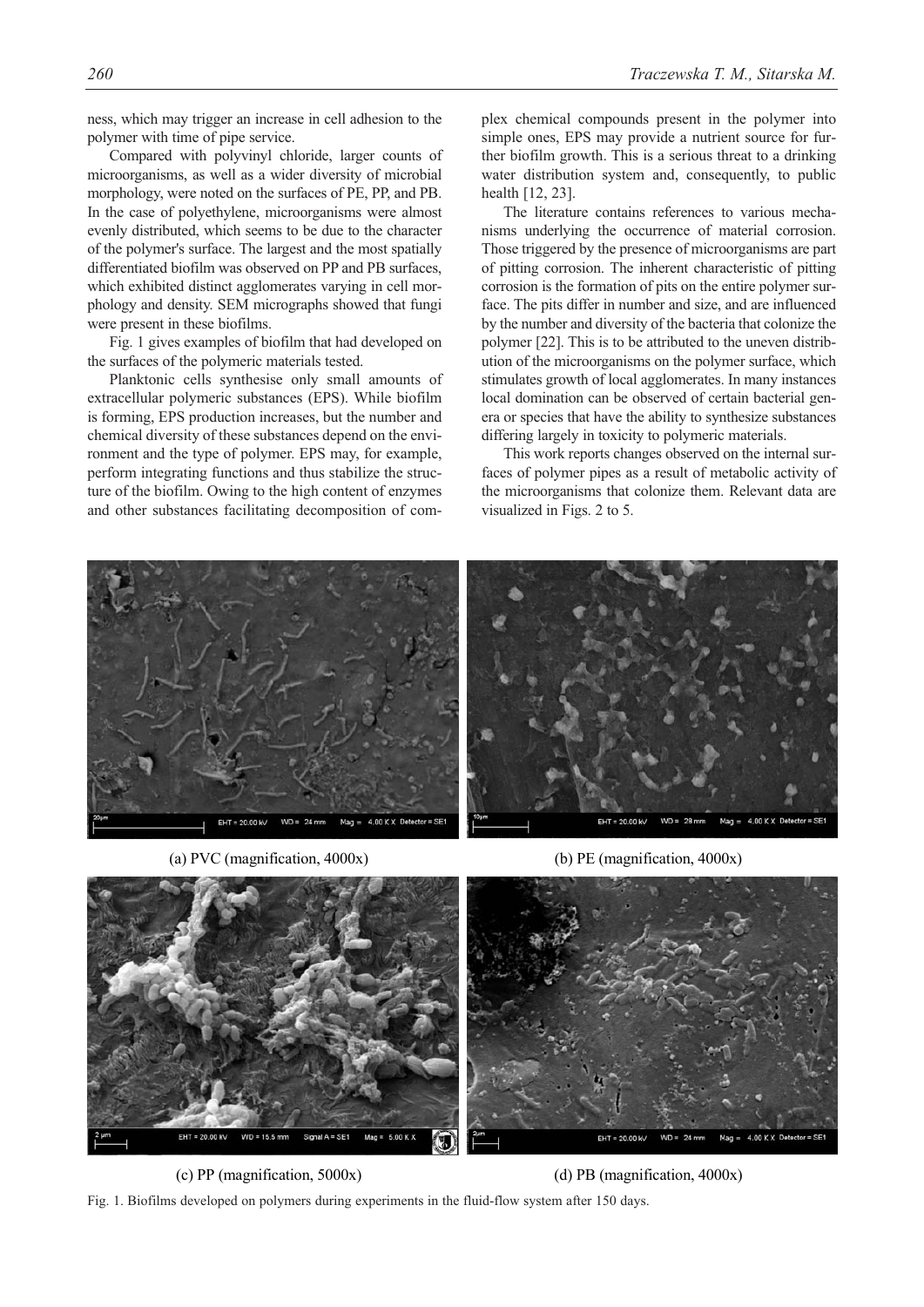ness, which may trigger an increase in cell adhesion to the polymer with time of pipe service.

Compared with polyvinyl chloride, larger counts of microorganisms, as well as a wider diversity of microbial morphology, were noted on the surfaces of PE, PP, and PB. In the case of polyethylene, microorganisms were almost evenly distributed, which seems to be due to the character of the polymer's surface. The largest and the most spatially differentiated biofilm was observed on PP and PB surfaces, which exhibited distinct agglomerates varying in cell morphology and density. SEM micrographs showed that fungi were present in these biofilms.

Fig. 1 gives examples of biofilm that had developed on the surfaces of the polymeric materials tested.

Planktonic cells synthesise only small amounts of extracellular polymeric substances (EPS). While biofilm is forming, EPS production increases, but the number and chemical diversity of these substances depend on the environment and the type of polymer. EPS may, for example, perform integrating functions and thus stabilize the structure of the biofilm. Owing to the high content of enzymes and other substances facilitating decomposition of complex chemical compounds present in the polymer into simple ones, EPS may provide a nutrient source for further biofilm growth. This is a serious threat to a drinking water distribution system and, consequently, to public health [12, 23].

The literature contains references to various mechanisms underlying the occurrence of material corrosion. Those triggered by the presence of microorganisms are part of pitting corrosion. The inherent characteristic of pitting corrosion is the formation of pits on the entire polymer surface. The pits differ in number and size, and are influenced by the number and diversity of the bacteria that colonize the polymer [22]. This is to be attributed to the uneven distribution of the microorganisms on the polymer surface, which stimulates growth of local agglomerates. In many instances local domination can be observed of certain bacterial genera or species that have the ability to synthesize substances differing largely in toxicity to polymeric materials.

This work reports changes observed on the internal surfaces of polymer pipes as a result of metabolic activity of the microorganisms that colonize them. Relevant data are visualized in Figs. 2 to 5.

(a) PVC (magnification, 4000x)

(b) PE (magnification, 4000x)

(c) PP (magnification, 5000x)

(d) PB (magnification, 4000x)

Fig. 1. Biofilms developed on polymers during experiments in the fluid-flow system after 150 days.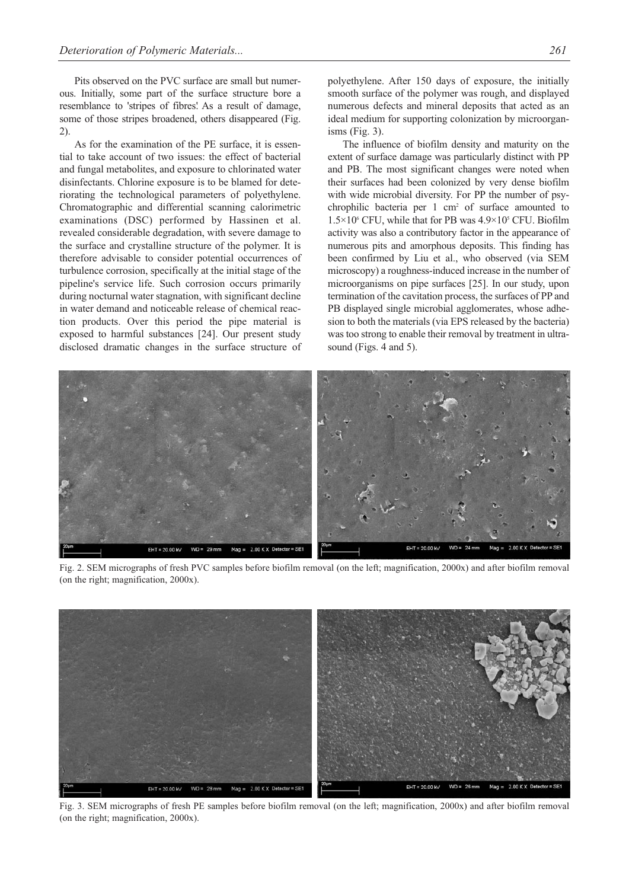Pits observed on the PVC surface are small but numerous. Initially, some part of the surface structure bore a resemblance to 'stripes of fibres'. As a result of damage, some of those stripes broadened, others disappeared (Fig. 2).

As for the examination of the PE surface, it is essential to take account of two issues: the effect of bacterial and fungal metabolites, and exposure to chlorinated water disinfectants. Chlorine exposure is to be blamed for deteriorating the technological parameters of polyethylene. Chromatographic and differential scanning calorimetric examinations (DSC) performed by Hassinen et al. revealed considerable degradation, with severe damage to the surface and crystalline structure of the polymer. It is therefore advisable to consider potential occurrences of turbulence corrosion, specifically at the initial stage of the pipeline's service life. Such corrosion occurs primarily during nocturnal water stagnation, with significant decline in water demand and noticeable release of chemical reaction products. Over this period the pipe material is exposed to harmful substances [24]. Our present study disclosed dramatic changes in the surface structure of polyethylene. After 150 days of exposure, the initially smooth surface of the polymer was rough, and displayed numerous defects and mineral deposits that acted as an ideal medium for supporting colonization by microorganisms (Fig. 3).

The influence of biofilm density and maturity on the extent of surface damage was particularly distinct with PP and PB. The most significant changes were noted when their surfaces had been colonized by very dense biofilm with wide microbial diversity. For PP the number of psychrophilic bacteria per 1 $cm^2$ of surface amounted to $1.5\times10^6$ CFU, while that for PB was $4.9\times10^5$ CFU. Biofilm activity was also a contributory factor in the appearance of numerous pits and amorphous deposits. This finding has been confirmed by Liu et al., who observed (via SEM microscopy) a roughness-induced increase in the number of microorganisms on pipe surfaces [25]. In our study, upon termination of the cavitation process, the surfaces of PP and PB displayed single microbial agglomerates, whose adhesion to both the materials (via EPS released by the bacteria) was too strong to enable their removal by treatment in ultrasound (Figs. 4 and 5).

Fig. 2. SEM micrographs of fresh PVC samples before biofilm removal (on the left; magnification, 2000x) and after biofilm removal (on the right; magnification, 2000x).

Fig. 3. SEM micrographs of fresh PE samples before biofilm removal (on the left; magnification, 2000x) and after biofilm removal (on the right; magnification, 2000x).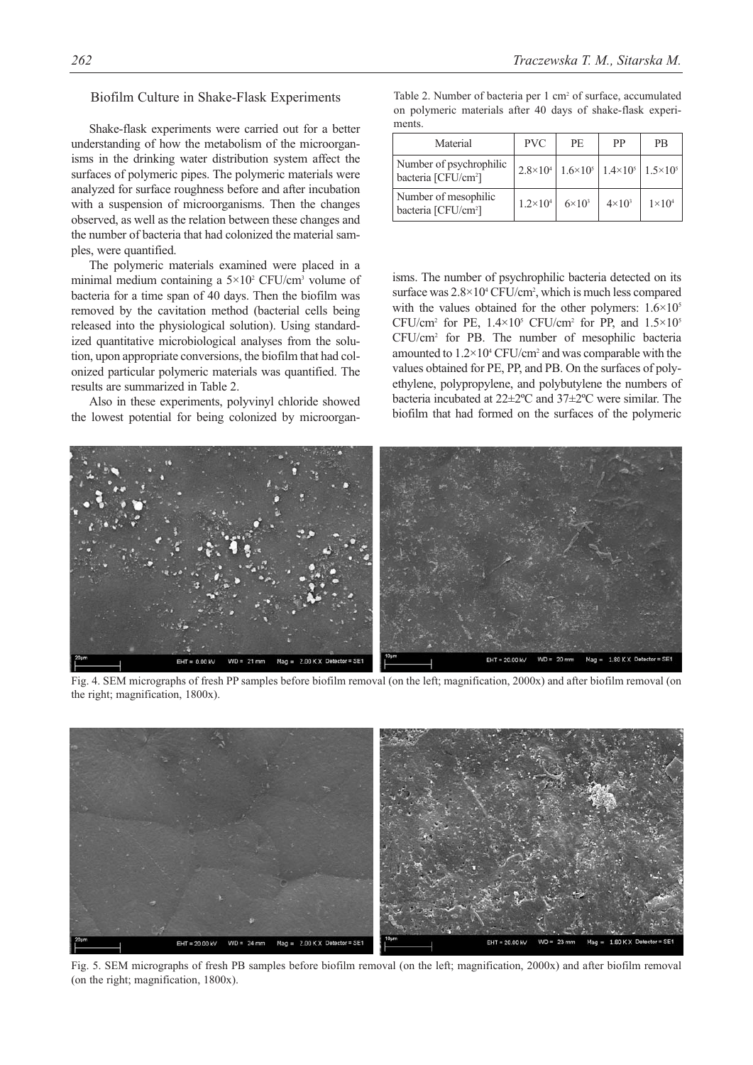## Biofilm Culture in Shake-Flask Experiments

Shake-flask experiments were carried out for a better understanding of how the metabolism of the microorganisms in the drinking water distribution system affect the surfaces of polymeric pipes. The polymeric materials were analyzed for surface roughness before and after incubation with a suspension of microorganisms. Then the changes observed, as well as the relation between these changes and the number of bacteria that had colonized the material samples, were quantified.

The polymeric materials examined were placed in a minimal medium containing a $5\times10^2$ CFU/cm$^3$ volume of bacteria for a time span of 40 days. Then the biofilm was removed by the cavitation method (bacterial cells being released into the physiological solution). Using standardized quantitative microbiological analyses from the solution, upon appropriate conversions, the biofilm that had colonized particular polymeric materials was quantified. The results are summarized in Table 2.

Also in these experiments, polyvinyl chloride showed the lowest potential for being colonized by microorganisms. The number of psychrophilic bacteria detected on its surface was $2.8\times10^4$ CFU/cm$^2$, which is much less compared with the values obtained for the other polymers: $1.6\times10^5$ CFU/cm$^2$ for PE, $1.4\times10^5$ CFU/cm$^2$ for PP, and $1.5\times10^5$ CFU/cm$^2$ for PB. The number of mesophilic bacteria amounted to $1.2\times10^4$ CFU/cm$^2$ and was comparable with the values obtained for PE, PP, and PB. On the surfaces of polyethylene, polypropylene, and polybutylene the numbers of bacteria incubated at 22±2ºC and 37±2ºC were similar. The biofilm that had formed on the surfaces of the polymeric

Table 2. Number of bacteria per 1 cm$^2$ of surface, accumulated on polymeric materials after 40 days of shake-flask experiments.

| Material | PVC | PE | PP | PB |
|---|---|---|---|---|
| Number of psychrophilic bacteria [CFU/cm$^2$] | $2.8\times10^4$ | $1.6\times10^5$ | $1.4\times10^5$ | $1.5\times10^5$ |
| Number of mesophilic bacteria [CFU/cm$^2$] | $1.2\times10^4$ | $6\times10^3$ | $4\times10^3$ | $1\times10^4$ |

Fig. 4. SEM micrographs of fresh PP samples before biofilm removal (on the left; magnification, 2000x) and after biofilm removal (on the right; magnification, 1800x).

Fig. 5. SEM micrographs of fresh PB samples before biofilm removal (on the left; magnification, 2000x) and after biofilm removal (on the right; magnification, 1800x).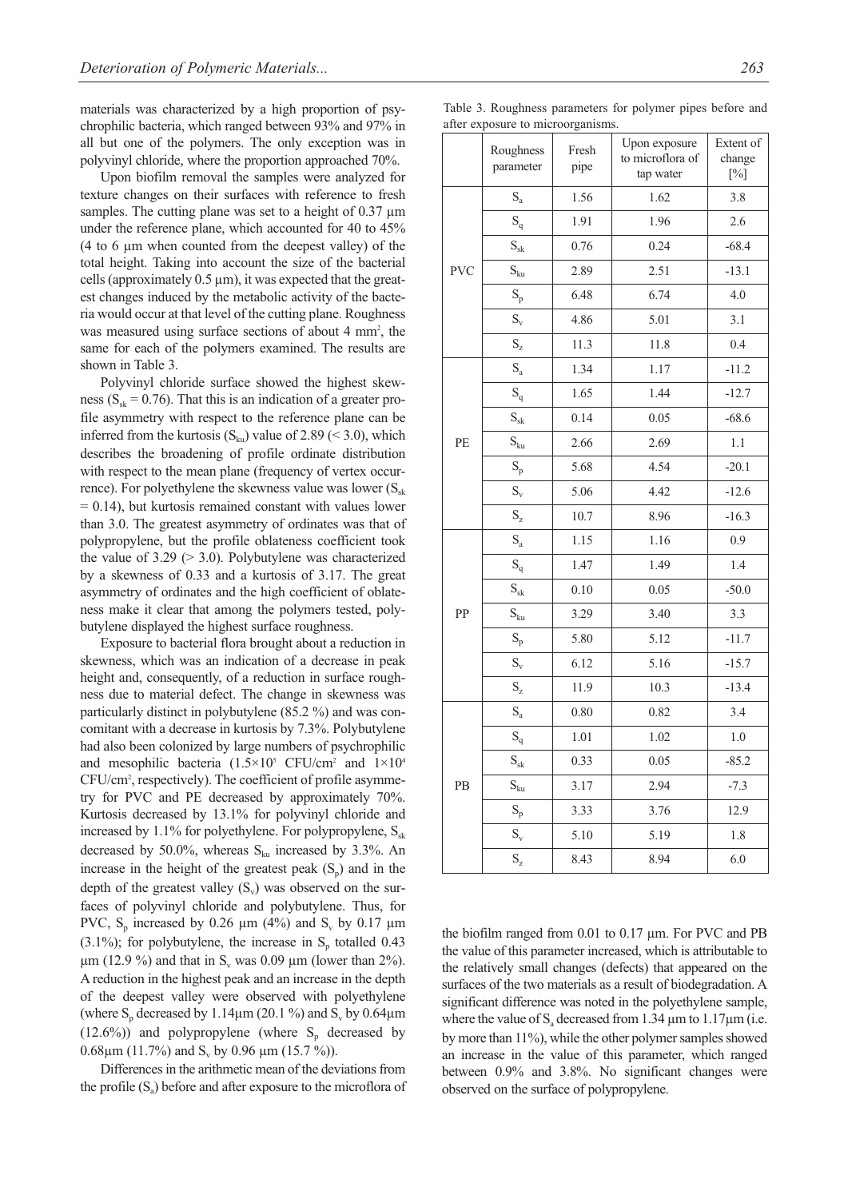materials was characterized by a high proportion of psychrophilic bacteria, which ranged between 93% and 97% in all but one of the polymers. The only exception was in polyvinyl chloride, where the proportion approached 70%.

Upon biofilm removal the samples were analyzed for texture changes on their surfaces with reference to fresh samples. The cutting plane was set to a height of 0.37 μm under the reference plane, which accounted for 40 to 45% (4 to 6 μm when counted from the deepest valley) of the total height. Taking into account the size of the bacterial cells (approximately 0.5 μm), it was expected that the greatest changes induced by the metabolic activity of the bacteria would occur at that level of the cutting plane. Roughness was measured using surface sections of about 4 mm$^2$, the same for each of the polymers examined. The results are shown in Table 3.

Polyvinyl chloride surface showed the highest skewness ($S_{sk}$ = 0.76). That this is an indication of a greater profile asymmetry with respect to the reference plane can be inferred from the kurtosis ($S_{ku}$) value of 2.89 (< 3.0), which describes the broadening of profile ordinate distribution with respect to the mean plane (frequency of vertex occurrence). For polyethylene the skewness value was lower ($S_{sk}$ = 0.14), but kurtosis remained constant with values lower than 3.0. The greatest asymmetry of ordinates was that of polypropylene, but the profile oblateness coefficient took the value of 3.29 (> 3.0). Polybutylene was characterized by a skewness of 0.33 and a kurtosis of 3.17. The great asymmetry of ordinates and the high coefficient of oblateness make it clear that among the polymers tested, polybutylene displayed the highest surface roughness.

Exposure to bacterial flora brought about a reduction in skewness, which was an indication of a decrease in peak height and, consequently, of a reduction in surface roughness due to material defect. The change in skewness was particularly distinct in polybutylene (85.2 %) and was concomitant with a decrease in kurtosis by 7.3%. Polybutylene had also been colonized by large numbers of psychrophilic and mesophilic bacteria ($1.5\times10^5$ CFU/cm$^2$ and $1\times10^4$ CFU/cm$^2$, respectively). The coefficient of profile asymmetry for PVC and PE decreased by approximately 70%. Kurtosis decreased by 13.1% for polyvinyl chloride and increased by 1.1% for polyethylene. For polypropylene, $S_{sk}$ decreased by 50.0%, whereas $S_{ku}$ increased by 3.3%. An increase in the height of the greatest peak ($S_p$) and in the depth of the greatest valley ($S_v$) was observed on the surfaces of polyvinyl chloride and polybutylene. Thus, for PVC, $S_p$ increased by 0.26 μm (4%) and $S_v$ by 0.17 μm (3.1%); for polybutylene, the increase in $S_p$ totalled 0.43 μm (12.9 %) and that in $S_v$ was 0.09 μm (lower than 2%). A reduction in the highest peak and an increase in the depth of the deepest valley were observed with polyethylene (where $S_p$ decreased by 1.14μm (20.1 %) and $S_v$ by 0.64μm (12.6%)) and polypropylene (where $S_p$ decreased by 0.68μm (11.7%) and $S_v$ by 0.96 μm (15.7 %)).

Differences in the arithmetic mean of the deviations from the profile ($S_a$) before and after exposure to the microflora of the biofilm ranged from 0.01 to 0.17 μm. For PVC and PB the value of this parameter increased, which is attributable to the relatively small changes (defects) that appeared on the surfaces of the two materials as a result of biodegradation. A significant difference was noted in the polyethylene sample, where the value of $S_a$ decreased from 1.34 μm to 1.17μm (i.e. by more than 11%), while the other polymer samples showed an increase in the value of this parameter, which ranged between 0.9% and 3.8%. No significant changes were observed on the surface of polypropylene.

Table 3. Roughness parameters for polymer pipes before and after exposure to microorganisms.

| | Roughness parameter | Fresh pipe | Upon exposure to microflora of tap water | Extent of change [%] |
|---|---|---|---|---|
| PVC | $S_a$ | 1.56 | 1.62 | 3.8 |
| | $S_q$ | 1.91 | 1.96 | 2.6 |
| | $S_{sk}$ | 0.76 | 0.24 | -68.4 |
| | $S_{ku}$ | 2.89 | 2.51 | -13.1 |
| | $S_p$ | 6.48 | 6.74 | 4.0 |
| | $S_v$ | 4.86 | 5.01 | 3.1 |
| | $S_z$ | 11.3 | 11.8 | 0.4 |
| PE | $S_a$ | 1.34 | 1.17 | -11.2 |
| | $S_q$ | 1.65 | 1.44 | -12.7 |
| | $S_{sk}$ | 0.14 | 0.05 | -68.6 |
| | $S_{ku}$ | 2.66 | 2.69 | 1.1 |
| | $S_p$ | 5.68 | 4.54 | -20.1 |
| | $S_v$ | 5.06 | 4.42 | -12.6 |
| | $S_z$ | 10.7 | 8.96 | -16.3 |
| PP | $S_a$ | 1.15 | 1.16 | 0.9 |
| | $S_q$ | 1.47 | 1.49 | 1.4 |
| | $S_{sk}$ | 0.10 | 0.05 | -50.0 |
| | $S_{ku}$ | 3.29 | 3.40 | 3.3 |
| | $S_p$ | 5.80 | 5.12 | -11.7 |
| | $S_v$ | 6.12 | 5.16 | -15.7 |
| | $S_z$ | 11.9 | 10.3 | -13.4 |
| PB | $S_a$ | 0.80 | 0.82 | 3.4 |
| | $S_q$ | 1.01 | 1.02 | 1.0 |
| | $S_{sk}$ | 0.33 | 0.05 | -85.2 |
| | $S_{ku}$ | 3.17 | 2.94 | -7.3 |
| | $S_p$ | 3.33 | 3.76 | 12.9 |
| | $S_v$ | 5.10 | 5.19 | 1.8 |
| | $S_z$ | 8.43 | 8.94 | 6.0 |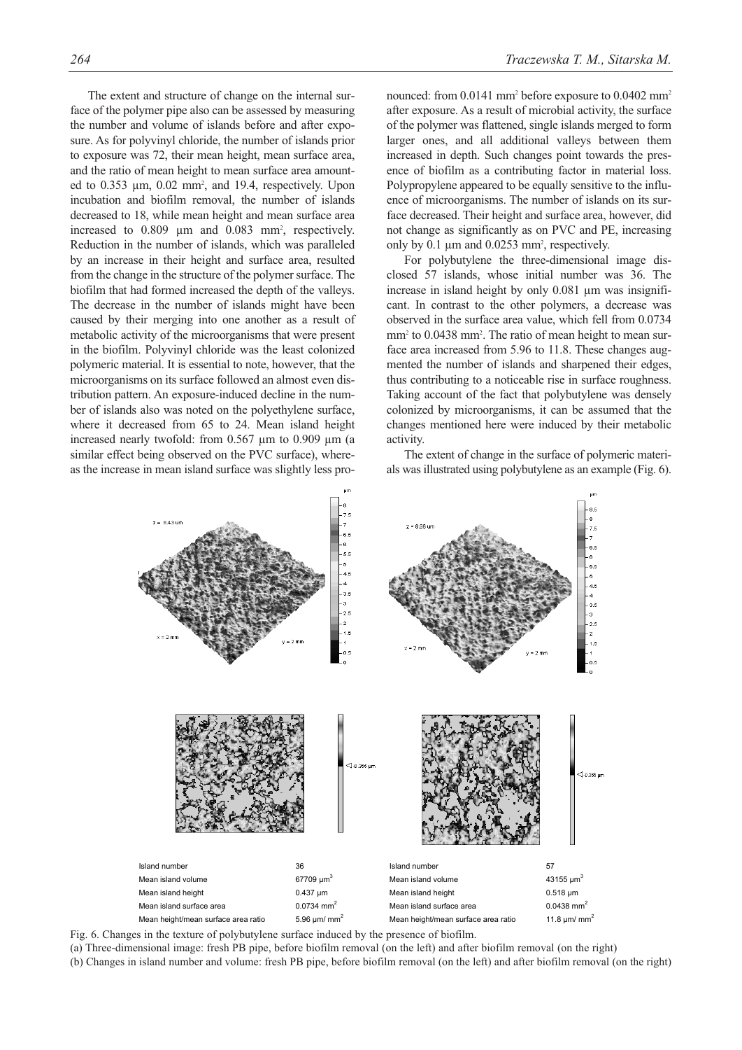The extent and structure of change on the internal surface of the polymer pipe also can be assessed by measuring the number and volume of islands before and after exposure. As for polyvinyl chloride, the number of islands prior to exposure was 72, their mean height, mean surface area, and the ratio of mean height to mean surface area amounted to 0.353 µm, 0.02 mm$^2$, and 19.4, respectively. Upon incubation and biofilm removal, the number of islands decreased to 18, while mean height and mean surface area increased to 0.809 µm and 0.083 mm$^2$, respectively. Reduction in the number of islands, which was paralleled by an increase in their height and surface area, resulted from the change in the structure of the polymer surface. The biofilm that had formed increased the depth of the valleys. The decrease in the number of islands might have been caused by their merging into one another as a result of metabolic activity of the microorganisms that were present in the biofilm. Polyvinyl chloride was the least colonized polymeric material. It is essential to note, however, that the microorganisms on its surface followed an almost even distribution pattern. An exposure-induced decline in the number of islands also was noted on the polyethylene surface, where it decreased from 65 to 24. Mean island height increased nearly twofold: from 0.567 µm to 0.909 µm (a similar effect being observed on the PVC surface), whereas the increase in mean island surface was slightly less pronounced: from 0.0141 mm$^2$ before exposure to 0.0402 mm$^2$ after exposure. As a result of microbial activity, the surface of the polymer was flattened, single islands merged to form larger ones, and all additional valleys between them increased in depth. Such changes point towards the presence of biofilm as a contributing factor in material loss. Polypropylene appeared to be equally sensitive to the influence of microorganisms. The number of islands on its surface decreased. Their height and surface area, however, did not change as significantly as on PVC and PE, increasing only by 0.1 µm and 0.0253 mm$^2$, respectively.

For polybutylene the three-dimensional image disclosed 57 islands, whose initial number was 36. The increase in island height by only 0.081 µm was insignificant. In contrast to the other polymers, a decrease was observed in the surface area value, which fell from 0.0734 mm$^2$ to 0.0438 mm$^2$. The ratio of mean height to mean surface area increased from 5.96 to 11.8. These changes augmented the number of islands and sharpened their edges, thus contributing to a noticeable rise in surface roughness. Taking account of the fact that polybutylene was densely colonized by microorganisms, it can be assumed that the changes mentioned here were induced by their metabolic activity.

The extent of change in the surface of polymeric materials was illustrated using polybutylene as an example (Fig. 6).

| Before biofilm removal | | After biofilm removal | |
|---|---|---|---|
| Island number | 36 | Island number | 57 |
| Mean island volume | 67709 µm$^3$ | Mean island volume | 43155 µm$^3$ |
| Mean island height | 0.437 µm | Mean island height | 0.518 µm |
| Mean island surface area | 0.0734 mm$^2$ | Mean island surface area | 0.0438 mm$^2$ |
| Mean height/mean surface area ratio | 5.96 µm/ mm$^2$ | Mean height/mean surface area ratio | 11.8 µm/ mm$^2$ |

Fig. 6. Changes in the texture of polybutylene surface induced by the presence of biofilm.
(a) Three-dimensional image: fresh PB pipe, before biofilm removal (on the left) and after biofilm removal (on the right)
(b) Changes in island number and volume: fresh PB pipe, before biofilm removal (on the left) and after biofilm removal (on the right)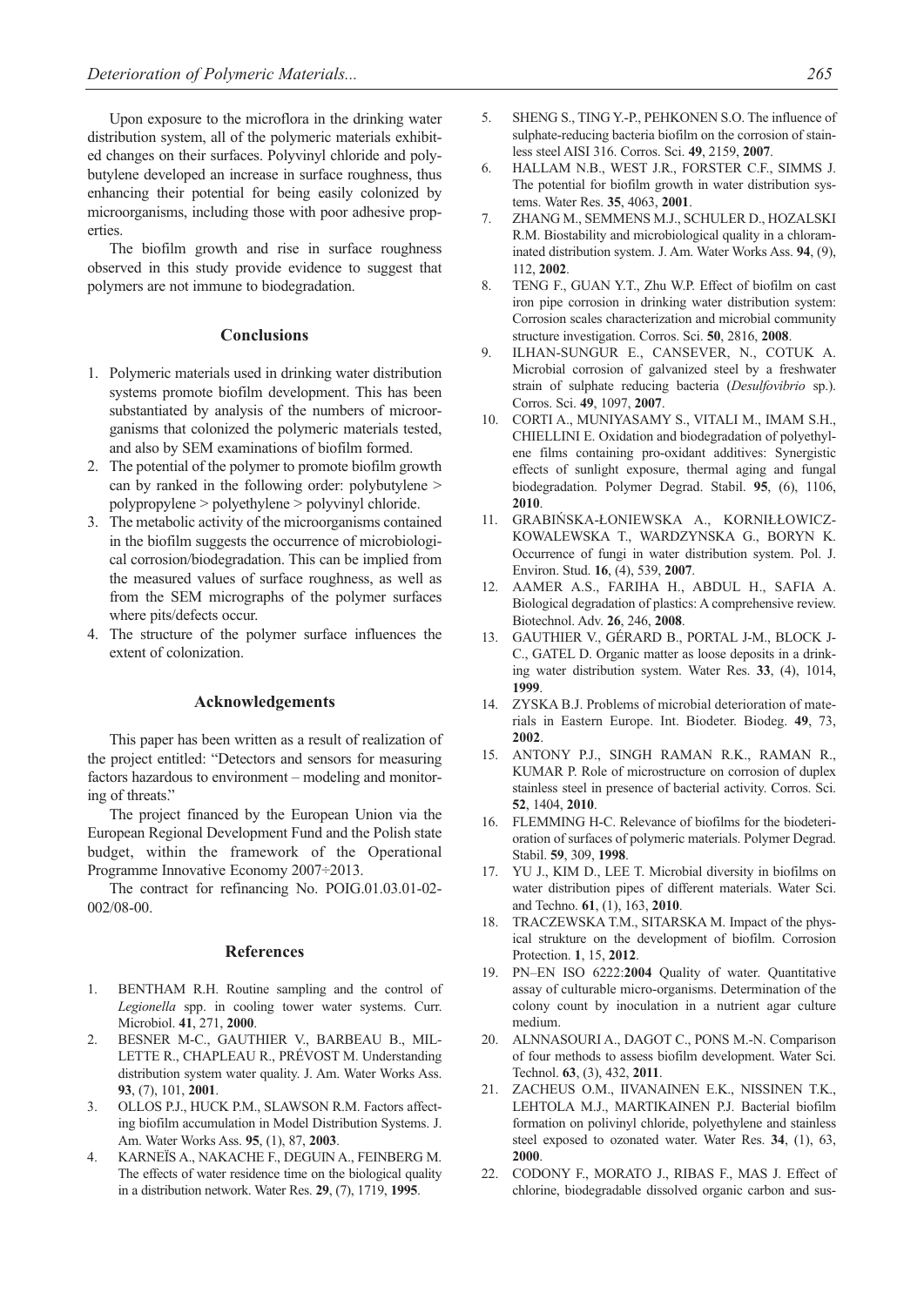Upon exposure to the microflora in the drinking water distribution system, all of the polymeric materials exhibited changes on their surfaces. Polyvinyl chloride and polybutylene developed an increase in surface roughness, thus enhancing their potential for being easily colonized by microorganisms, including those with poor adhesive properties.

The biofilm growth and rise in surface roughness observed in this study provide evidence to suggest that polymers are not immune to biodegradation.

## Conclusions

1. Polymeric materials used in drinking water distribution systems promote biofilm development. This has been substantiated by analysis of the numbers of microorganisms that colonized the polymeric materials tested, and also by SEM examinations of biofilm formed.
2. The potential of the polymer to promote biofilm growth can by ranked in the following order: polybutylene > polypropylene > polyethylene > polyvinyl chloride.
3. The metabolic activity of the microorganisms contained in the biofilm suggests the occurrence of microbiological corrosion/biodegradation. This can be implied from the measured values of surface roughness, as well as from the SEM micrographs of the polymer surfaces where pits/defects occur.
4. The structure of the polymer surface influences the extent of colonization.

## Acknowledgements

This paper has been written as a result of realization of the project entitled: "Detectors and sensors for measuring factors hazardous to environment – modeling and monitoring of threats."

The project financed by the European Union via the European Regional Development Fund and the Polish state budget, within the framework of the Operational Programme Innovative Economy 2007÷2013.

The contract for refinancing No. POIG.01.03.01-02-002/08-00.

## References

1. BENTHAM R.H. Routine sampling and the control of *Legionella* spp. in cooling tower water systems. Curr. Microbiol. **41**, 271, **2000**.
2. BESNER M-C., GAUTHIER V., BARBEAU B., MILLETTE R., CHAPLEAU R., PRÉVOST M. Understanding distribution system water quality. J. Am. Water Works Ass. **93**, (7), 101, **2001**.
3. OLLOS P.J., HUCK P.M., SLAWSON R.M. Factors affecting biofilm accumulation in Model Distribution Systems. J. Am. Water Works Ass. **95**, (1), 87, **2003**.
4. KARNEÏS A., NAKACHE F., DEGUIN A., FEINBERG M. The effects of water residence time on the biological quality in a distribution network. Water Res. **29**, (7), 1719, **1995**.
5. SHENG S., TING Y.-P., PEHKONEN S.O. The influence of sulphate-reducing bacteria biofilm on the corrosion of stainless steel AISI 316. Corros. Sci. **49**, 2159, **2007**.
6. HALLAM N.B., WEST J.R., FORSTER C.F., SIMMS J. The potential for biofilm growth in water distribution systems. Water Res. **35**, 4063, **2001**.
7. ZHANG M., SEMMENS M.J., SCHULER D., HOZALSKI R.M. Biostability and microbiological quality in a chloraminated distribution system. J. Am. Water Works Ass. **94**, (9), 112, **2002**.
8. TENG F., GUAN Y.T., Zhu W.P. Effect of biofilm on cast iron pipe corrosion in drinking water distribution system: Corrosion scales characterization and microbial community structure investigation. Corros. Sci. **50**, 2816, **2008**.
9. ILHAN-SUNGUR E., CANSEVER, N., COTUK A. Microbial corrosion of galvanized steel by a freshwater strain of sulphate reducing bacteria (*Desulfovibrio* sp.). Corros. Sci. **49**, 1097, **2007**.
10. CORTI A., MUNIYASAMY S., VITALI M., IMAM S.H., CHIELLINI E. Oxidation and biodegradation of polyethylene films containing pro-oxidant additives: Synergistic effects of sunlight exposure, thermal aging and fungal biodegradation. Polymer Degrad. Stabil. **95**, (6), 1106, **2010**.
11. GRABIŃSKA-ŁONIEWSKA A., KORNIŁŁOWICZ-KOWALEWSKA T., WARDZYNSKA G., BORYN K. Occurrence of fungi in water distribution system. Pol. J. Environ. Stud. **16**, (4), 539, **2007**.
12. AAMER A.S., FARIHA H., ABDUL H., SAFIA A. Biological degradation of plastics: A comprehensive review. Biotechnol. Adv. **26**, 246, **2008**.
13. GAUTHIER V., GÉRARD B., PORTAL J-M., BLOCK J-C., GATEL D. Organic matter as loose deposits in a drinking water distribution system. Water Res. **33**, (4), 1014, **1999**.
14. ZYSKA B.J. Problems of microbial deterioration of materials in Eastern Europe. Int. Biodeter. Biodeg. **49**, 73, **2002**.
15. ANTONY P.J., SINGH RAMAN R.K., RAMAN R., KUMAR P. Role of microstructure on corrosion of duplex stainless steel in presence of bacterial activity. Corros. Sci. **52**, 1404, **2010**.
16. FLEMMING H-C. Relevance of biofilms for the biodeterioration of surfaces of polymeric materials. Polymer Degrad. Stabil. **59**, 309, **1998**.
17. YU J., KIM D., LEE T. Microbial diversity in biofilms on water distribution pipes of different materials. Water Sci. and Techno. **61**, (1), 163, **2010**.
18. TRACZEWSKA T.M., SITARSKA M. Impact of the physical strukture on the development of biofilm. Corrosion Protection. **1**, 15, **2012**.
19. PN–EN ISO 6222:**2004** Quality of water. Quantitative assay of culturable micro-organisms. Determination of the colony count by inoculation in a nutrient agar culture medium.
20. ALNNASOURI A., DAGOT C., PONS M.-N. Comparison of four methods to assess biofilm development. Water Sci. Technol. **63**, (3), 432, **2011**.
21. ZACHEUS O.M., IIVANAINEN E.K., NISSINEN T.K., LEHTOLA M.J., MARTIKAINEN P.J. Bacterial biofilm formation on polivinyl chloride, polyethylene and stainless steel exposed to ozonated water. Water Res. **34**, (1), 63, **2000**.
22. CODONY F., MORATO J., RIBAS F., MAS J. Effect of chlorine, biodegradable dissolved organic carbon and sus-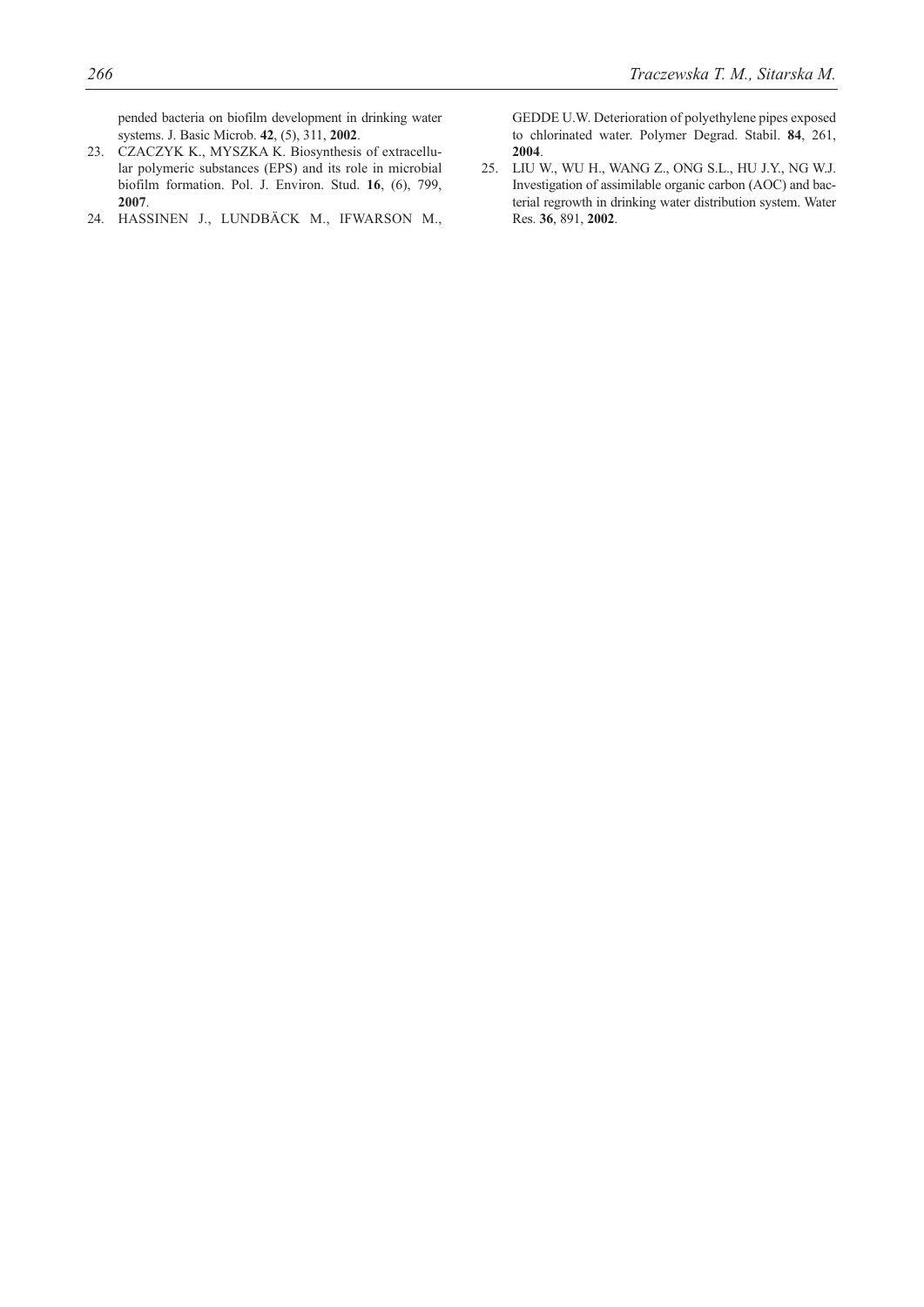pended bacteria on biofilm development in drinking water systems. J. Basic Microb. **42**, (5), 311, **2002**.

23. CZACZYK K., MYSZKA K. Biosynthesis of extracellular polymeric substances (EPS) and its role in microbial biofilm formation. Pol. J. Environ. Stud. **16**, (6), 799, **2007**.
24. HASSINEN J., LUNDBÄCK M., IFWARSON M., GEDDE U.W. Deterioration of polyethylene pipes exposed to chlorinated water. Polymer Degrad. Stabil. **84**, 261, **2004**.
25. LIU W., WU H., WANG Z., ONG S.L., HU J.Y., NG W.J. Investigation of assimilable organic carbon (AOC) and bacterial regrowth in drinking water distribution system. Water Res. **36**, 891, **2002**.